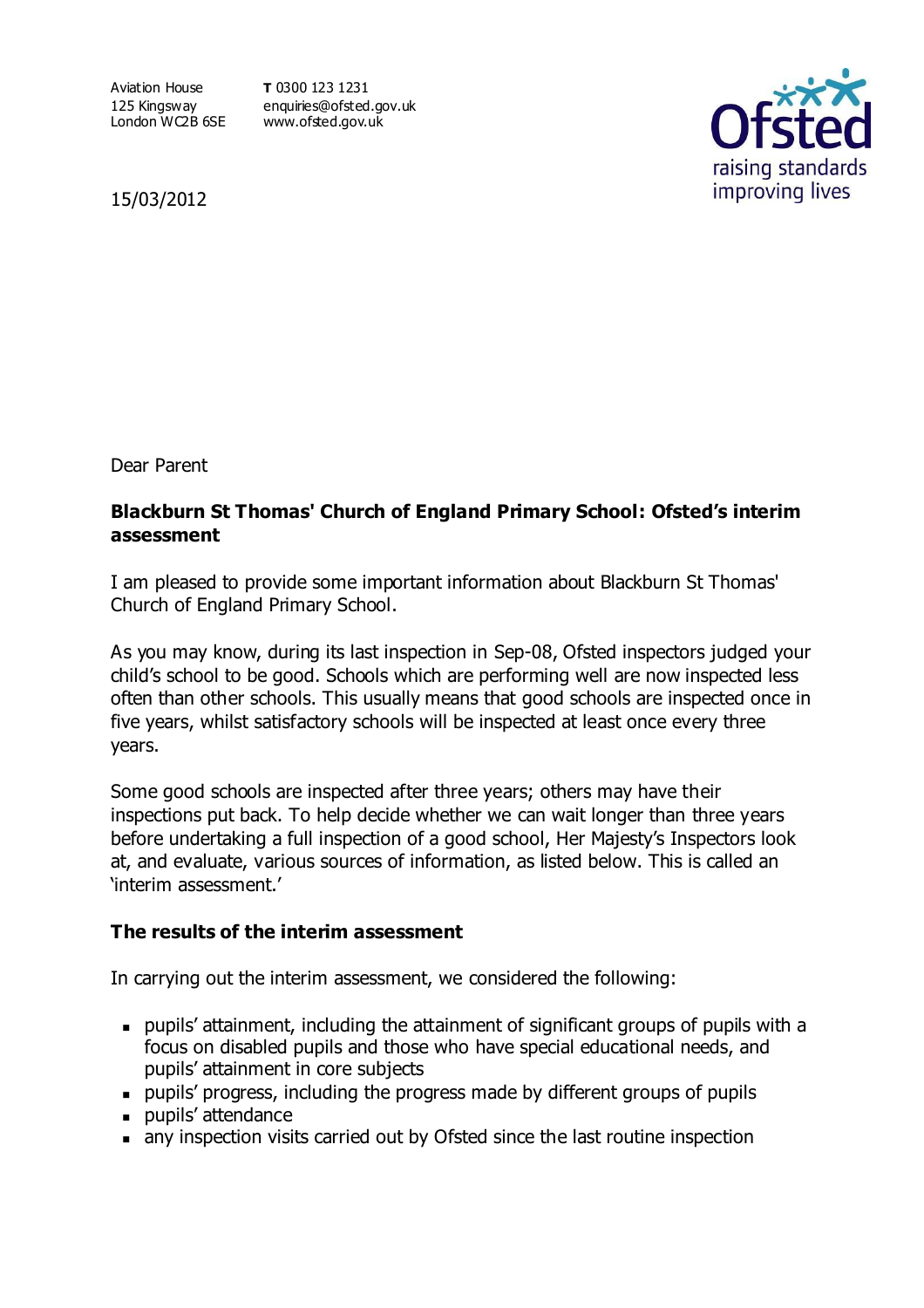Aviation House
125 Kingsway
London WC2B 6SE

**T** 0300 123 1231
enquiries@ofsted.gov.uk
www.ofsted.gov.uk

Ofsted
raising standards
improving lives

15/03/2012

Dear Parent

**Blackburn St Thomas' Church of England Primary School: Ofsted's interim assessment**

I am pleased to provide some important information about Blackburn St Thomas' Church of England Primary School.

As you may know, during its last inspection in Sep-08, Ofsted inspectors judged your child's school to be good. Schools which are performing well are now inspected less often than other schools. This usually means that good schools are inspected once in five years, whilst satisfactory schools will be inspected at least once every three years.

Some good schools are inspected after three years; others may have their inspections put back. To help decide whether we can wait longer than three years before undertaking a full inspection of a good school, Her Majesty's Inspectors look at, and evaluate, various sources of information, as listed below. This is called an 'interim assessment.'

## The results of the interim assessment

In carrying out the interim assessment, we considered the following:

- pupils' attainment, including the attainment of significant groups of pupils with a focus on disabled pupils and those who have special educational needs, and pupils' attainment in core subjects
- pupils' progress, including the progress made by different groups of pupils
- pupils' attendance
- any inspection visits carried out by Ofsted since the last routine inspection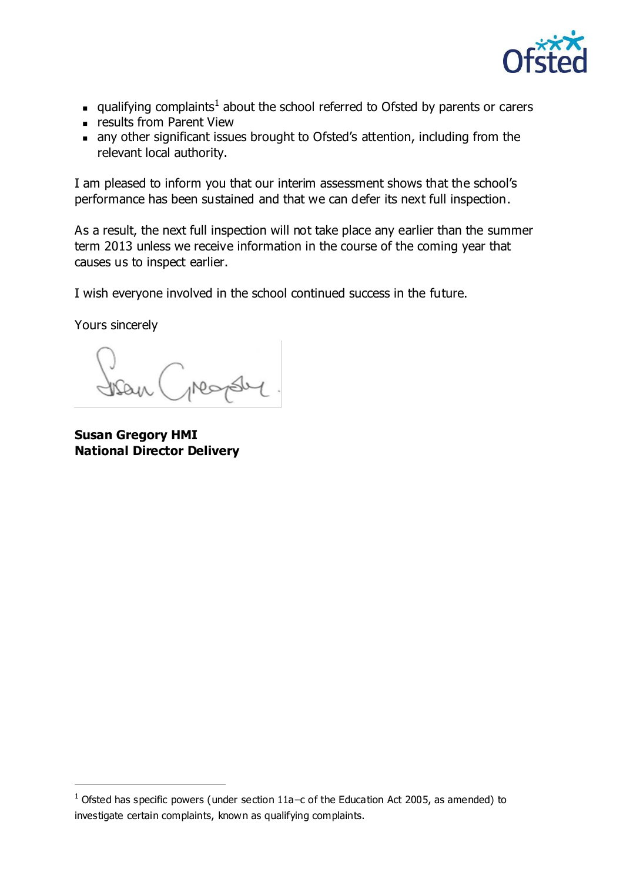- qualifying complaints[1] about the school referred to Ofsted by parents or carers
- results from Parent View
- any other significant issues brought to Ofsted's attention, including from the relevant local authority.

I am pleased to inform you that our interim assessment shows that the school's performance has been sustained and that we can defer its next full inspection.

As a result, the next full inspection will not take place any earlier than the summer term 2013 unless we receive information in the course of the coming year that causes us to inspect earlier.

I wish everyone involved in the school continued success in the future.

Yours sincerely

**Susan Gregory HMI**
**National Director Delivery**

[1] Ofsted has specific powers (under section 11a–c of the Education Act 2005, as amended) to investigate certain complaints, known as qualifying complaints.